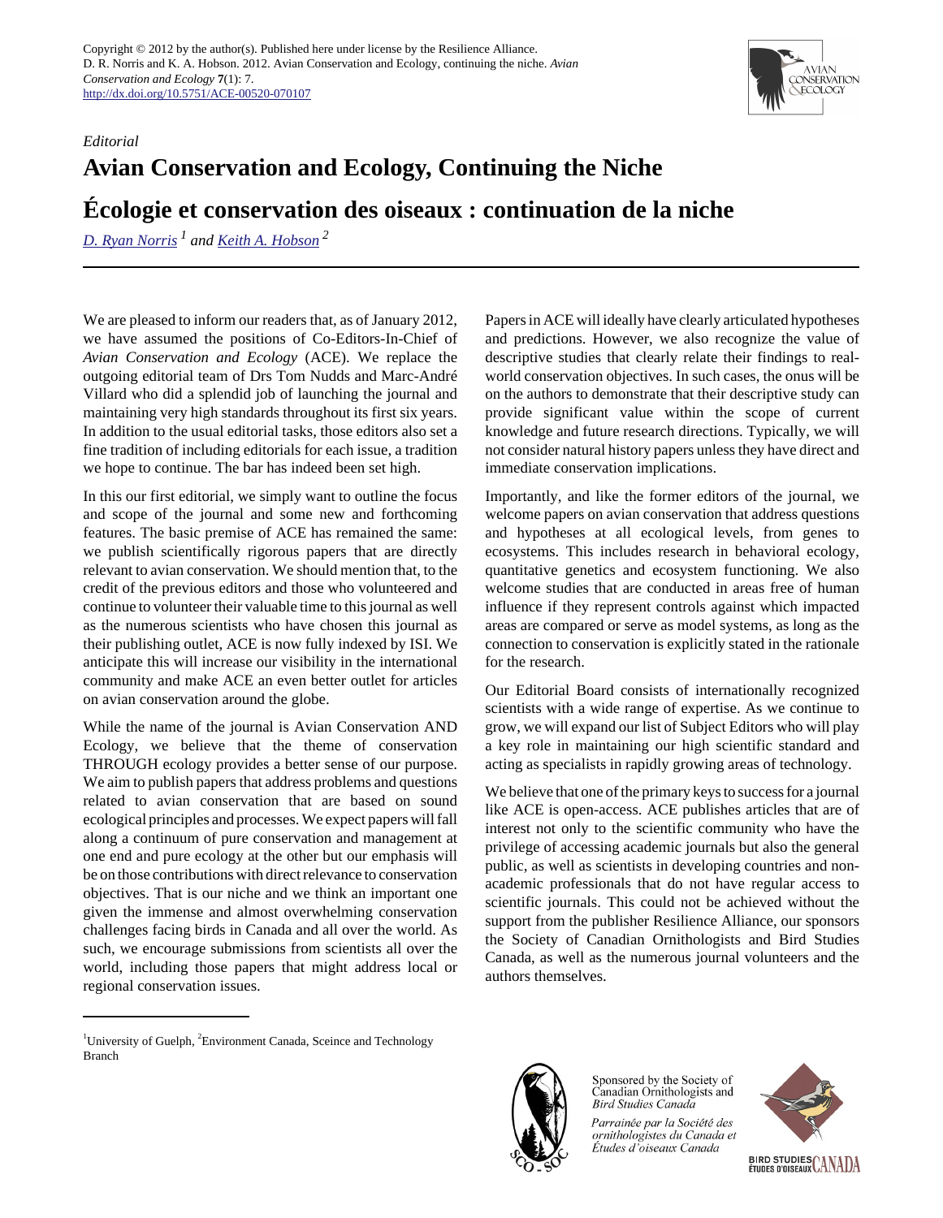Copyright © 2012 by the author(s). Published here under license by the Resilience Alliance.
D. R. Norris and K. A. Hobson. 2012. Avian Conservation and Ecology, continuing the niche. *Avian Conservation and Ecology* **7**(1): 7.
http://dx.doi.org/10.5751/ACE-00520-070107

*Editorial*

# Avian Conservation and Ecology, Continuing the Niche

# Écologie et conservation des oiseaux : continuation de la niche

D. Ryan Norris [1] and Keith A. Hobson [2]

We are pleased to inform our readers that, as of January 2012, we have assumed the positions of Co-Editors-In-Chief of *Avian Conservation and Ecology* (ACE). We replace the outgoing editorial team of Drs Tom Nudds and Marc-André Villard who did a splendid job of launching the journal and maintaining very high standards throughout its first six years. In addition to the usual editorial tasks, those editors also set a fine tradition of including editorials for each issue, a tradition we hope to continue. The bar has indeed been set high.

In this our first editorial, we simply want to outline the focus and scope of the journal and some new and forthcoming features. The basic premise of ACE has remained the same: we publish scientifically rigorous papers that are directly relevant to avian conservation. We should mention that, to the credit of the previous editors and those who volunteered and continue to volunteer their valuable time to this journal as well as the numerous scientists who have chosen this journal as their publishing outlet, ACE is now fully indexed by ISI. We anticipate this will increase our visibility in the international community and make ACE an even better outlet for articles on avian conservation around the globe.

While the name of the journal is Avian Conservation AND Ecology, we believe that the theme of conservation THROUGH ecology provides a better sense of our purpose. We aim to publish papers that address problems and questions related to avian conservation that are based on sound ecological principles and processes. We expect papers will fall along a continuum of pure conservation and management at one end and pure ecology at the other but our emphasis will be on those contributions with direct relevance to conservation objectives. That is our niche and we think an important one given the immense and almost overwhelming conservation challenges facing birds in Canada and all over the world. As such, we encourage submissions from scientists all over the world, including those papers that might address local or regional conservation issues.

Papers in ACE will ideally have clearly articulated hypotheses and predictions. However, we also recognize the value of descriptive studies that clearly relate their findings to real-world conservation objectives. In such cases, the onus will be on the authors to demonstrate that their descriptive study can provide significant value within the scope of current knowledge and future research directions. Typically, we will not consider natural history papers unless they have direct and immediate conservation implications.

Importantly, and like the former editors of the journal, we welcome papers on avian conservation that address questions and hypotheses at all ecological levels, from genes to ecosystems. This includes research in behavioral ecology, quantitative genetics and ecosystem functioning. We also welcome studies that are conducted in areas free of human influence if they represent controls against which impacted areas are compared or serve as model systems, as long as the connection to conservation is explicitly stated in the rationale for the research.

Our Editorial Board consists of internationally recognized scientists with a wide range of expertise. As we continue to grow, we will expand our list of Subject Editors who will play a key role in maintaining our high scientific standard and acting as specialists in rapidly growing areas of technology.

We believe that one of the primary keys to success for a journal like ACE is open-access. ACE publishes articles that are of interest not only to the scientific community who have the privilege of accessing academic journals but also the general public, as well as scientists in developing countries and non-academic professionals that do not have regular access to scientific journals. This could not be achieved without the support from the publisher Resilience Alliance, our sponsors the Society of Canadian Ornithologists and Bird Studies Canada, as well as the numerous journal volunteers and the authors themselves.

---

[1]University of Guelph, [2]Environment Canada, Sceince and Technology Branch

Sponsored by the Society of Canadian Ornithologists and *Bird Studies Canada*

*Parrainée par la Société des ornithologistes du Canada et Études d'oiseaux Canada*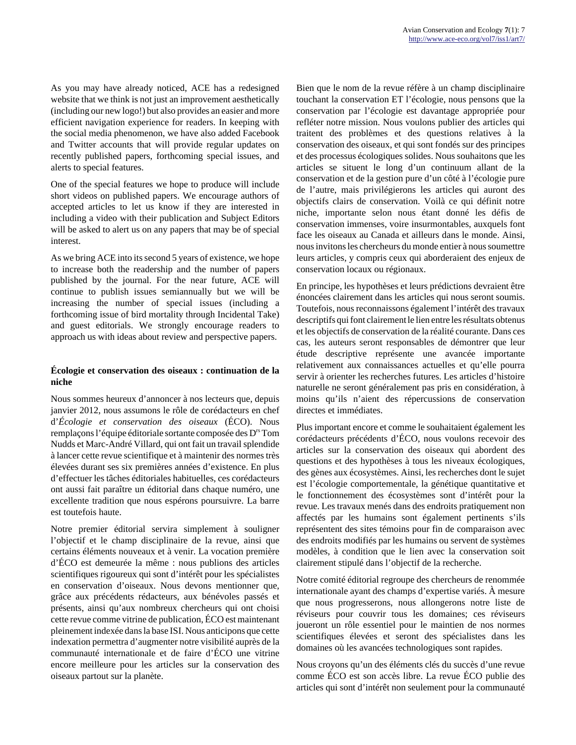As you may have already noticed, ACE has a redesigned website that we think is not just an improvement aesthetically (including our new logo!) but also provides an easier and more efficient navigation experience for readers. In keeping with the social media phenomenon, we have also added Facebook and Twitter accounts that will provide regular updates on recently published papers, forthcoming special issues, and alerts to special features.

One of the special features we hope to produce will include short videos on published papers. We encourage authors of accepted articles to let us know if they are interested in including a video with their publication and Subject Editors will be asked to alert us on any papers that may be of special interest.

As we bring ACE into its second 5 years of existence, we hope to increase both the readership and the number of papers published by the journal. For the near future, ACE will continue to publish issues semiannually but we will be increasing the number of special issues (including a forthcoming issue of bird mortality through Incidental Take) and guest editorials. We strongly encourage readers to approach us with ideas about review and perspective papers.

**Écologie et conservation des oiseaux : continuation de la niche**

Nous sommes heureux d'annoncer à nos lecteurs que, depuis janvier 2012, nous assumons le rôle de corédacteurs en chef d'*Écologie et conservation des oiseaux* (ÉCO). Nous remplaçons l'équipe éditoriale sortante composée des Drs Tom Nudds et Marc-André Villard, qui ont fait un travail splendide à lancer cette revue scientifique et à maintenir des normes très élevées durant ses six premières années d'existence. En plus d'effectuer les tâches éditoriales habituelles, ces corédacteurs ont aussi fait paraître un éditorial dans chaque numéro, une excellente tradition que nous espérons poursuivre. La barre est toutefois haute.

Notre premier éditorial servira simplement à souligner l'objectif et le champ disciplinaire de la revue, ainsi que certains éléments nouveaux et à venir. La vocation première d'ÉCO est demeurée la même : nous publions des articles scientifiques rigoureux qui sont d'intérêt pour les spécialistes en conservation d'oiseaux. Nous devons mentionner que, grâce aux précédents rédacteurs, aux bénévoles passés et présents, ainsi qu'aux nombreux chercheurs qui ont choisi cette revue comme vitrine de publication, ÉCO est maintenant pleinement indexée dans la base ISI. Nous anticipons que cette indexation permettra d'augmenter notre visibilité auprès de la communauté internationale et de faire d'ÉCO une vitrine encore meilleure pour les articles sur la conservation des oiseaux partout sur la planète.

Bien que le nom de la revue réfère à un champ disciplinaire touchant la conservation ET l'écologie, nous pensons que la conservation par l'écologie est davantage appropriée pour refléter notre mission. Nous voulons publier des articles qui traitent des problèmes et des questions relatives à la conservation des oiseaux, et qui sont fondés sur des principes et des processus écologiques solides. Nous souhaitons que les articles se situent le long d'un continuum allant de la conservation et de la gestion pure d'un côté à l'écologie pure de l'autre, mais privilégierons les articles qui auront des objectifs clairs de conservation. Voilà ce qui définit notre niche, importante selon nous étant donné les défis de conservation immenses, voire insurmontables, auxquels font face les oiseaux au Canada et ailleurs dans le monde. Ainsi, nous invitons les chercheurs du monde entier à nous soumettre leurs articles, y compris ceux qui aborderaient des enjeux de conservation locaux ou régionaux.

En principe, les hypothèses et leurs prédictions devraient être énoncées clairement dans les articles qui nous seront soumis. Toutefois, nous reconnaissons également l'intérêt des travaux descriptifs qui font clairement le lien entre les résultats obtenus et les objectifs de conservation de la réalité courante. Dans ces cas, les auteurs seront responsables de démontrer que leur étude descriptive représente une avancée importante relativement aux connaissances actuelles et qu'elle pourra servir à orienter les recherches futures. Les articles d'histoire naturelle ne seront généralement pas pris en considération, à moins qu'ils n'aient des répercussions de conservation directes et immédiates.

Plus important encore et comme le souhaitaient également les corédacteurs précédents d'ÉCO, nous voulons recevoir des articles sur la conservation des oiseaux qui abordent des questions et des hypothèses à tous les niveaux écologiques, des gènes aux écosystèmes. Ainsi, les recherches dont le sujet est l'écologie comportementale, la génétique quantitative et le fonctionnement des écosystèmes sont d'intérêt pour la revue. Les travaux menés dans des endroits pratiquement non affectés par les humains sont également pertinents s'ils représentent des sites témoins pour fin de comparaison avec des endroits modifiés par les humains ou servent de systèmes modèles, à condition que le lien avec la conservation soit clairement stipulé dans l'objectif de la recherche.

Notre comité éditorial regroupe des chercheurs de renommée internationale ayant des champs d'expertise variés. À mesure que nous progresserons, nous allongerons notre liste de réviseurs pour couvrir tous les domaines; ces réviseurs joueront un rôle essentiel pour le maintien de nos normes scientifiques élevées et seront des spécialistes dans les domaines où les avancées technologiques sont rapides.

Nous croyons qu'un des éléments clés du succès d'une revue comme ÉCO est son accès libre. La revue ÉCO publie des articles qui sont d'intérêt non seulement pour la communauté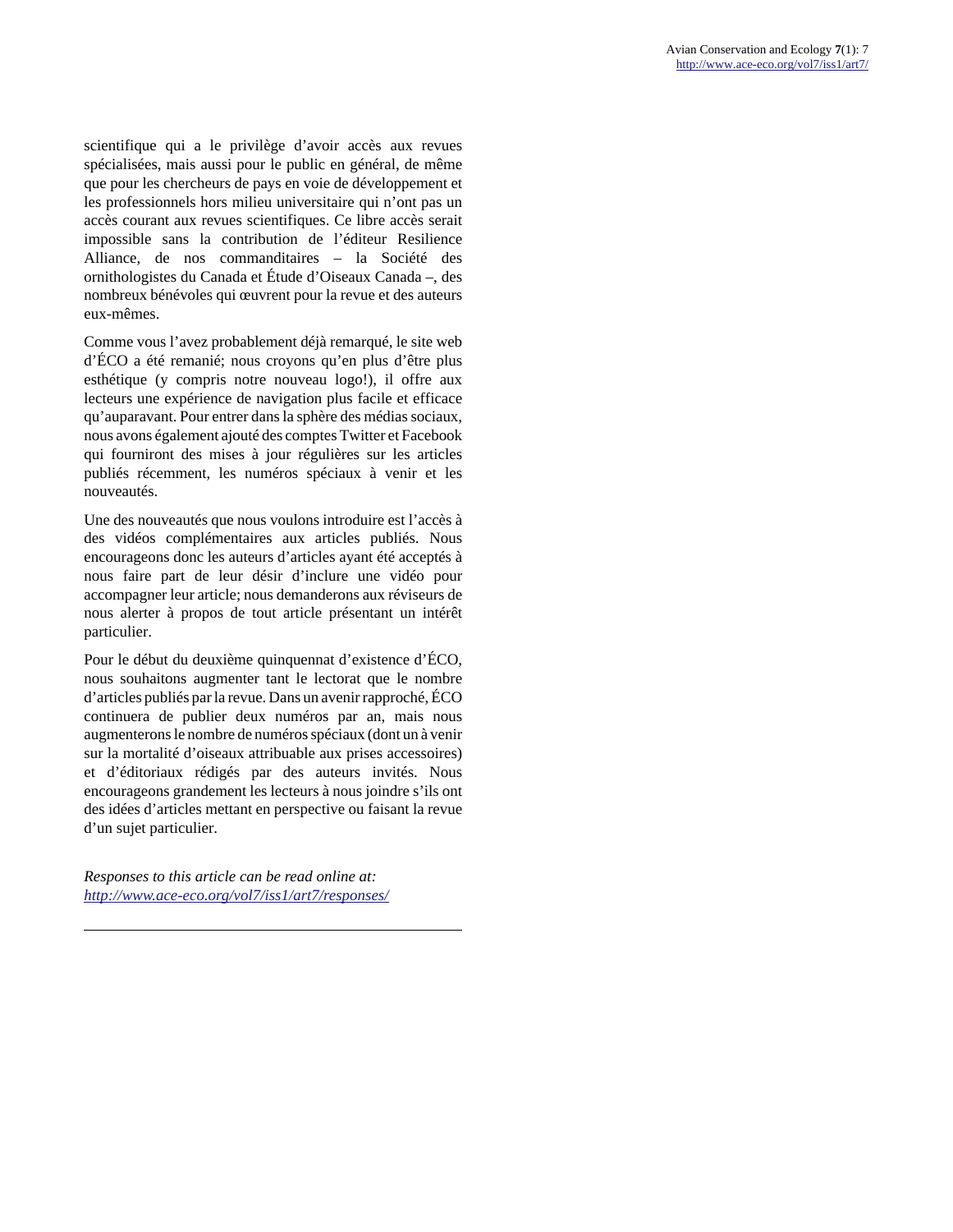scientifique qui a le privilège d'avoir accès aux revues spécialisées, mais aussi pour le public en général, de même que pour les chercheurs de pays en voie de développement et les professionnels hors milieu universitaire qui n'ont pas un accès courant aux revues scientifiques. Ce libre accès serait impossible sans la contribution de l'éditeur Resilience Alliance, de nos commanditaires – la Société des ornithologistes du Canada et Étude d'Oiseaux Canada –, des nombreux bénévoles qui œuvrent pour la revue et des auteurs eux-mêmes.

Comme vous l'avez probablement déjà remarqué, le site web d'ÉCO a été remanié; nous croyons qu'en plus d'être plus esthétique (y compris notre nouveau logo!), il offre aux lecteurs une expérience de navigation plus facile et efficace qu'auparavant. Pour entrer dans la sphère des médias sociaux, nous avons également ajouté des comptes Twitter et Facebook qui fourniront des mises à jour régulières sur les articles publiés récemment, les numéros spéciaux à venir et les nouveautés.

Une des nouveautés que nous voulons introduire est l'accès à des vidéos complémentaires aux articles publiés. Nous encourageons donc les auteurs d'articles ayant été acceptés à nous faire part de leur désir d'inclure une vidéo pour accompagner leur article; nous demanderons aux réviseurs de nous alerter à propos de tout article présentant un intérêt particulier.

Pour le début du deuxième quinquennat d'existence d'ÉCO, nous souhaitons augmenter tant le lectorat que le nombre d'articles publiés par la revue. Dans un avenir rapproché, ÉCO continuera de publier deux numéros par an, mais nous augmenterons le nombre de numéros spéciaux (dont un à venir sur la mortalité d'oiseaux attribuable aux prises accessoires) et d'éditoriaux rédigés par des auteurs invités. Nous encourageons grandement les lecteurs à nous joindre s'ils ont des idées d'articles mettant en perspective ou faisant la revue d'un sujet particulier.

*Responses to this article can be read online at:*
*http://www.ace-eco.org/vol7/iss1/art7/responses/*